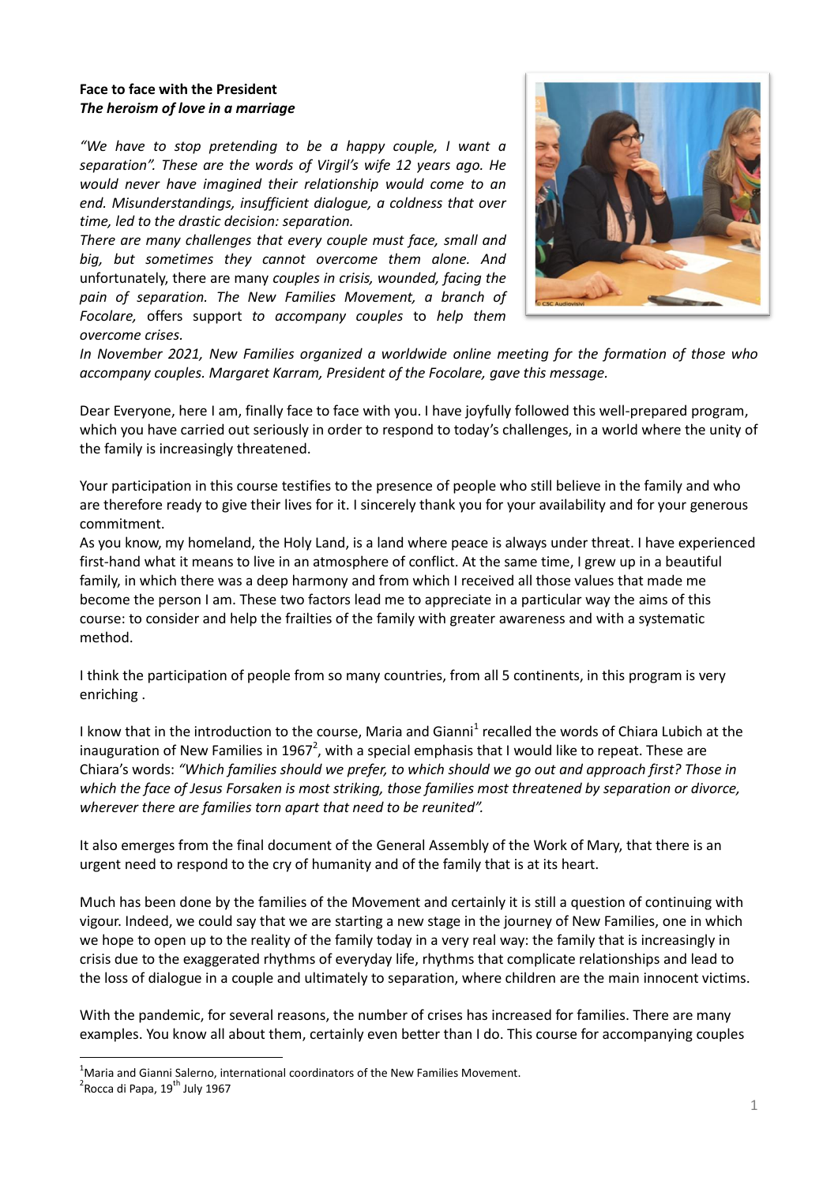**Face to face with the President**
***The heroism of love in a marriage***

*"We have to stop pretending to be a happy couple, I want a separation". These are the words of Virgil's wife 12 years ago. He would never have imagined their relationship would come to an end. Misunderstandings, insufficient dialogue, a coldness that over time, led to the drastic decision: separation.*

*There are many challenges that every couple must face, small and big, but sometimes they cannot overcome them alone. And* unfortunately, there are many *couples in crisis, wounded, facing the pain of separation. The New Families Movement, a branch of Focolare,* offers support *to accompany couples* to *help them overcome crises.*

*In November 2021, New Families organized a worldwide online meeting for the formation of those who accompany couples. Margaret Karram, President of the Focolare, gave this message.*

Dear Everyone, here I am, finally face to face with you. I have joyfully followed this well-prepared program, which you have carried out seriously in order to respond to today's challenges, in a world where the unity of the family is increasingly threatened.

Your participation in this course testifies to the presence of people who still believe in the family and who are therefore ready to give their lives for it. I sincerely thank you for your availability and for your generous commitment.

As you know, my homeland, the Holy Land, is a land where peace is always under threat. I have experienced first-hand what it means to live in an atmosphere of conflict. At the same time, I grew up in a beautiful family, in which there was a deep harmony and from which I received all those values that made me become the person I am. These two factors lead me to appreciate in a particular way the aims of this course: to consider and help the frailties of the family with greater awareness and with a systematic method.

I think the participation of people from so many countries, from all 5 continents, in this program is very enriching .

I know that in the introduction to the course, Maria and Gianni[1] recalled the words of Chiara Lubich at the inauguration of New Families in 1967[2], with a special emphasis that I would like to repeat. These are Chiara's words: *"Which families should we prefer, to which should we go out and approach first? Those in which the face of Jesus Forsaken is most striking, those families most threatened by separation or divorce, wherever there are families torn apart that need to be reunited".*

It also emerges from the final document of the General Assembly of the Work of Mary, that there is an urgent need to respond to the cry of humanity and of the family that is at its heart.

Much has been done by the families of the Movement and certainly it is still a question of continuing with vigour. Indeed, we could say that we are starting a new stage in the journey of New Families, one in which we hope to open up to the reality of the family today in a very real way: the family that is increasingly in crisis due to the exaggerated rhythms of everyday life, rhythms that complicate relationships and lead to the loss of dialogue in a couple and ultimately to separation, where children are the main innocent victims.

With the pandemic, for several reasons, the number of crises has increased for families. There are many examples. You know all about them, certainly even better than I do. This course for accompanying couples

---

[1] Maria and Gianni Salerno, international coordinators of the New Families Movement.
[2] Rocca di Papa, 19th July 1967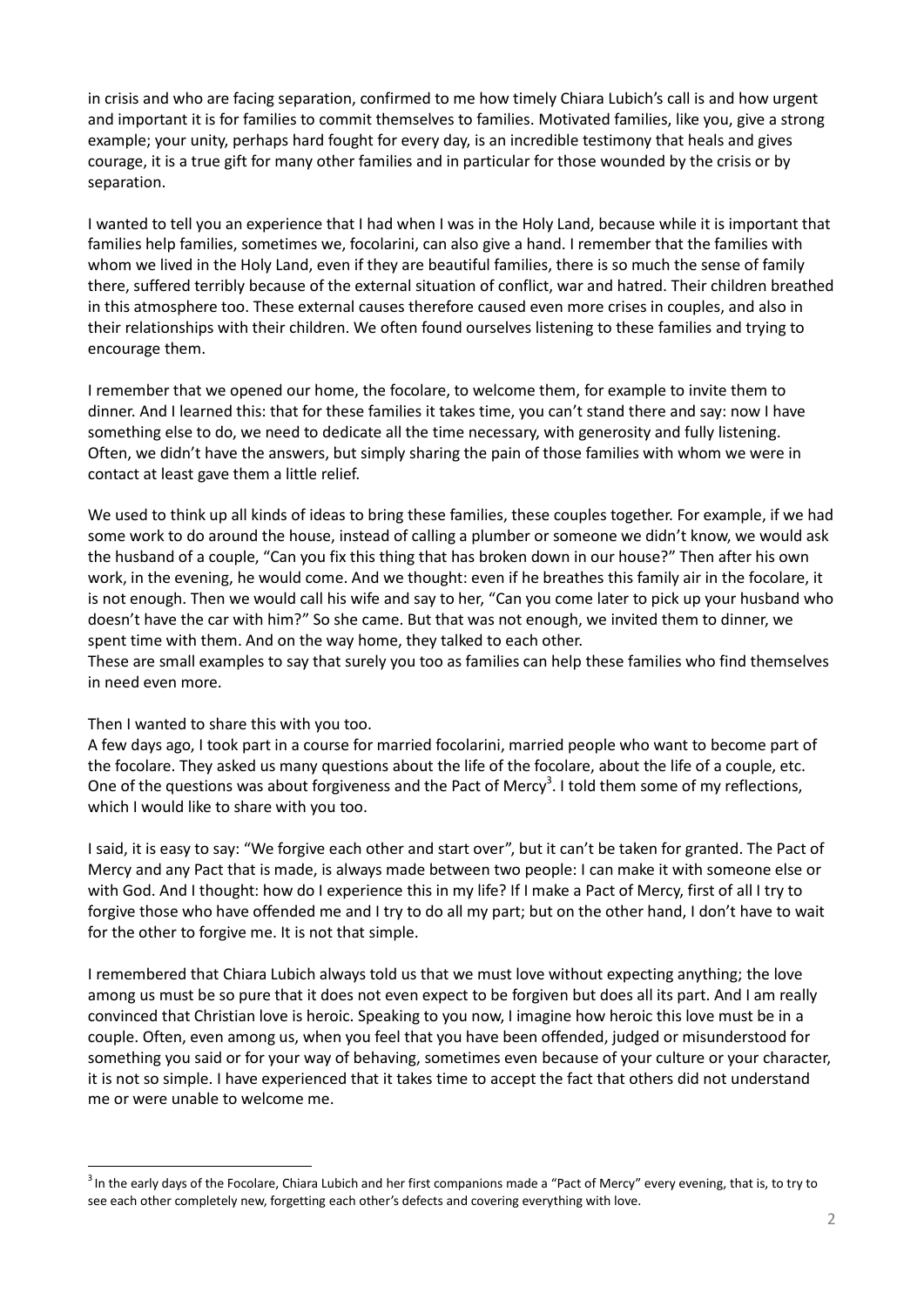in crisis and who are facing separation, confirmed to me how timely Chiara Lubich's call is and how urgent and important it is for families to commit themselves to families. Motivated families, like you, give a strong example; your unity, perhaps hard fought for every day, is an incredible testimony that heals and gives courage, it is a true gift for many other families and in particular for those wounded by the crisis or by separation.

I wanted to tell you an experience that I had when I was in the Holy Land, because while it is important that families help families, sometimes we, focolarini, can also give a hand. I remember that the families with whom we lived in the Holy Land, even if they are beautiful families, there is so much the sense of family there, suffered terribly because of the external situation of conflict, war and hatred. Their children breathed in this atmosphere too. These external causes therefore caused even more crises in couples, and also in their relationships with their children. We often found ourselves listening to these families and trying to encourage them.

I remember that we opened our home, the focolare, to welcome them, for example to invite them to dinner. And I learned this: that for these families it takes time, you can't stand there and say: now I have something else to do, we need to dedicate all the time necessary, with generosity and fully listening. Often, we didn't have the answers, but simply sharing the pain of those families with whom we were in contact at least gave them a little relief.

We used to think up all kinds of ideas to bring these families, these couples together. For example, if we had some work to do around the house, instead of calling a plumber or someone we didn't know, we would ask the husband of a couple, "Can you fix this thing that has broken down in our house?" Then after his own work, in the evening, he would come. And we thought: even if he breathes this family air in the focolare, it is not enough. Then we would call his wife and say to her, "Can you come later to pick up your husband who doesn't have the car with him?" So she came. But that was not enough, we invited them to dinner, we spent time with them. And on the way home, they talked to each other.
These are small examples to say that surely you too as families can help these families who find themselves in need even more.

Then I wanted to share this with you too.
A few days ago, I took part in a course for married focolarini, married people who want to become part of the focolare. They asked us many questions about the life of the focolare, about the life of a couple, etc. One of the questions was about forgiveness and the Pact of Mercy[3]. I told them some of my reflections, which I would like to share with you too.

I said, it is easy to say: "We forgive each other and start over", but it can't be taken for granted. The Pact of Mercy and any Pact that is made, is always made between two people: I can make it with someone else or with God. And I thought: how do I experience this in my life? If I make a Pact of Mercy, first of all I try to forgive those who have offended me and I try to do all my part; but on the other hand, I don't have to wait for the other to forgive me. It is not that simple.

I remembered that Chiara Lubich always told us that we must love without expecting anything; the love among us must be so pure that it does not even expect to be forgiven but does all its part. And I am really convinced that Christian love is heroic. Speaking to you now, I imagine how heroic this love must be in a couple. Often, even among us, when you feel that you have been offended, judged or misunderstood for something you said or for your way of behaving, sometimes even because of your culture or your character, it is not so simple. I have experienced that it takes time to accept the fact that others did not understand me or were unable to welcome me.

[3] In the early days of the Focolare, Chiara Lubich and her first companions made a "Pact of Mercy" every evening, that is, to try to see each other completely new, forgetting each other's defects and covering everything with love.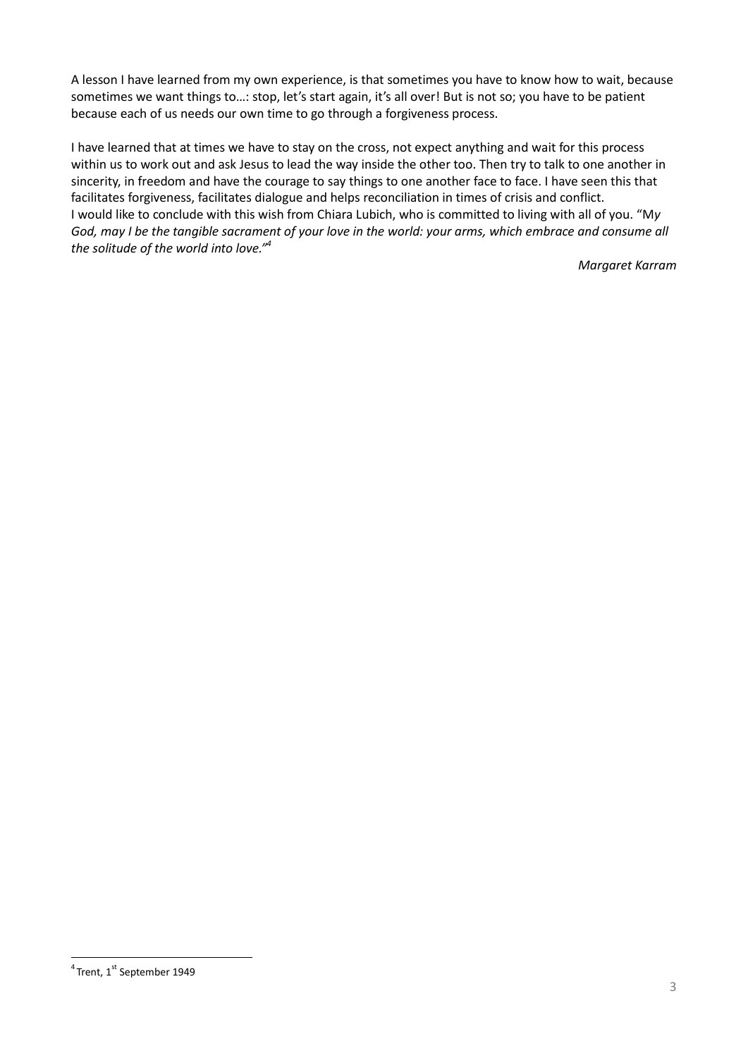A lesson I have learned from my own experience, is that sometimes you have to know how to wait, because sometimes we want things to…: stop, let's start again, it's all over! But is not so; you have to be patient because each of us needs our own time to go through a forgiveness process.

I have learned that at times we have to stay on the cross, not expect anything and wait for this process within us to work out and ask Jesus to lead the way inside the other too. Then try to talk to one another in sincerity, in freedom and have the courage to say things to one another face to face. I have seen this that facilitates forgiveness, facilitates dialogue and helps reconciliation in times of crisis and conflict.
I would like to conclude with this wish from Chiara Lubich, who is committed to living with all of you. "M*y God, may I be the tangible sacrament of your love in the world: your arms, which embrace and consume all the solitude of the world into love."*[4]

*Margaret Karram*

---

[4] Trent, 1st September 1949